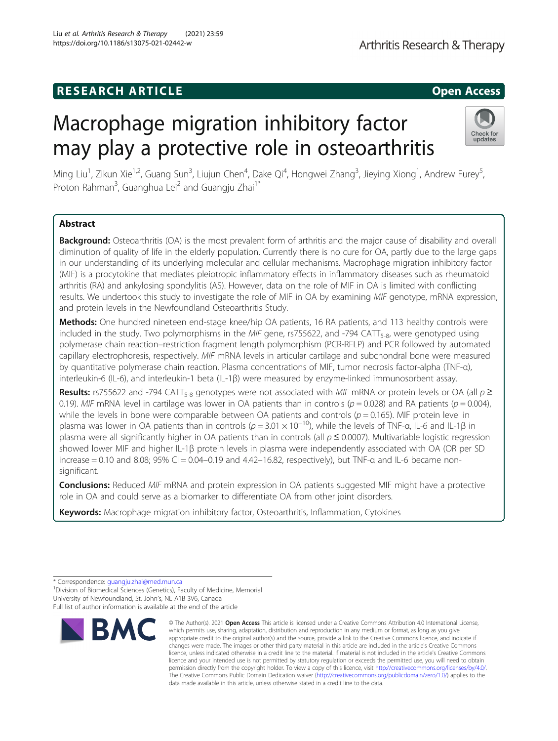# RESEARCH ARTICLE

**Open Access**

# Macrophage migration inhibitory factor may play a protective role in osteoarthritis

Ming Liu[1], Zikun Xie[1,2], Guang Sun[3], Liujun Chen[4], Dake Qi[4], Hongwei Zhang[3], Jieying Xiong[1], Andrew Furey[5], Proton Rahman[3], Guanghua Lei[2] and Guangju Zhai[1*]

## Abstract

**Background:** Osteoarthritis (OA) is the most prevalent form of arthritis and the major cause of disability and overall diminution of quality of life in the elderly population. Currently there is no cure for OA, partly due to the large gaps in our understanding of its underlying molecular and cellular mechanisms. Macrophage migration inhibitory factor (MIF) is a procytokine that mediates pleiotropic inflammatory effects in inflammatory diseases such as rheumatoid arthritis (RA) and ankylosing spondylitis (AS). However, data on the role of MIF in OA is limited with conflicting results. We undertook this study to investigate the role of MIF in OA by examining *MIF* genotype, mRNA expression, and protein levels in the Newfoundland Osteoarthritis Study.

**Methods:** One hundred nineteen end-stage knee/hip OA patients, 16 RA patients, and 113 healthy controls were included in the study. Two polymorphisms in the *MIF* gene, rs755622, and -794 $CATT_{5\text{-}8}$, were genotyped using polymerase chain reaction–restriction fragment length polymorphism (PCR-RFLP) and PCR followed by automated capillary electrophoresis, respectively. *MIF* mRNA levels in articular cartilage and subchondral bone were measured by quantitative polymerase chain reaction. Plasma concentrations of MIF, tumor necrosis factor-alpha (TNF-α), interleukin-6 (IL-6), and interleukin-1 beta (IL-1β) were measured by enzyme-linked immunosorbent assay.

**Results:** rs755622 and -794 $CATT_{5\text{-}8}$ genotypes were not associated with *MIF* mRNA or protein levels or OA (all $p \geq 0.19$). *MIF* mRNA level in cartilage was lower in OA patients than in controls ($p = 0.028$) and RA patients ($p = 0.004$), while the levels in bone were comparable between OA patients and controls ($p = 0.165$). MIF protein level in plasma was lower in OA patients than in controls ($p = 3.01 \times 10^{-10}$), while the levels of TNF-α, IL-6 and IL-1β in plasma were all significantly higher in OA patients than in controls (all $p \leq 0.0007$). Multivariable logistic regression showed lower MIF and higher IL-1β protein levels in plasma were independently associated with OA (OR per SD increase = 0.10 and 8.08; 95% CI = 0.04–0.19 and 4.42–16.82, respectively), but TNF-α and IL-6 became non-significant.

**Conclusions:** Reduced *MIF* mRNA and protein expression in OA patients suggested MIF might have a protective role in OA and could serve as a biomarker to differentiate OA from other joint disorders.

**Keywords:** Macrophage migration inhibitory factor, Osteoarthritis, Inflammation, Cytokines

\* Correspondence: guangju.zhai@med.mun.ca
[1]Division of Biomedical Sciences (Genetics), Faculty of Medicine, Memorial University of Newfoundland, St. John's, NL A1B 3V6, Canada
Full list of author information is available at the end of the article

© The Author(s). 2021 **Open Access** This article is licensed under a Creative Commons Attribution 4.0 International License, which permits use, sharing, adaptation, distribution and reproduction in any medium or format, as long as you give appropriate credit to the original author(s) and the source, provide a link to the Creative Commons licence, and indicate if changes were made. The images or other third party material in this article are included in the article's Creative Commons licence, unless indicated otherwise in a credit line to the material. If material is not included in the article's Creative Commons licence and your intended use is not permitted by statutory regulation or exceeds the permitted use, you will need to obtain permission directly from the copyright holder. To view a copy of this licence, visit http://creativecommons.org/licenses/by/4.0/. The Creative Commons Public Domain Dedication waiver (http://creativecommons.org/publicdomain/zero/1.0/) applies to the data made available in this article, unless otherwise stated in a credit line to the data.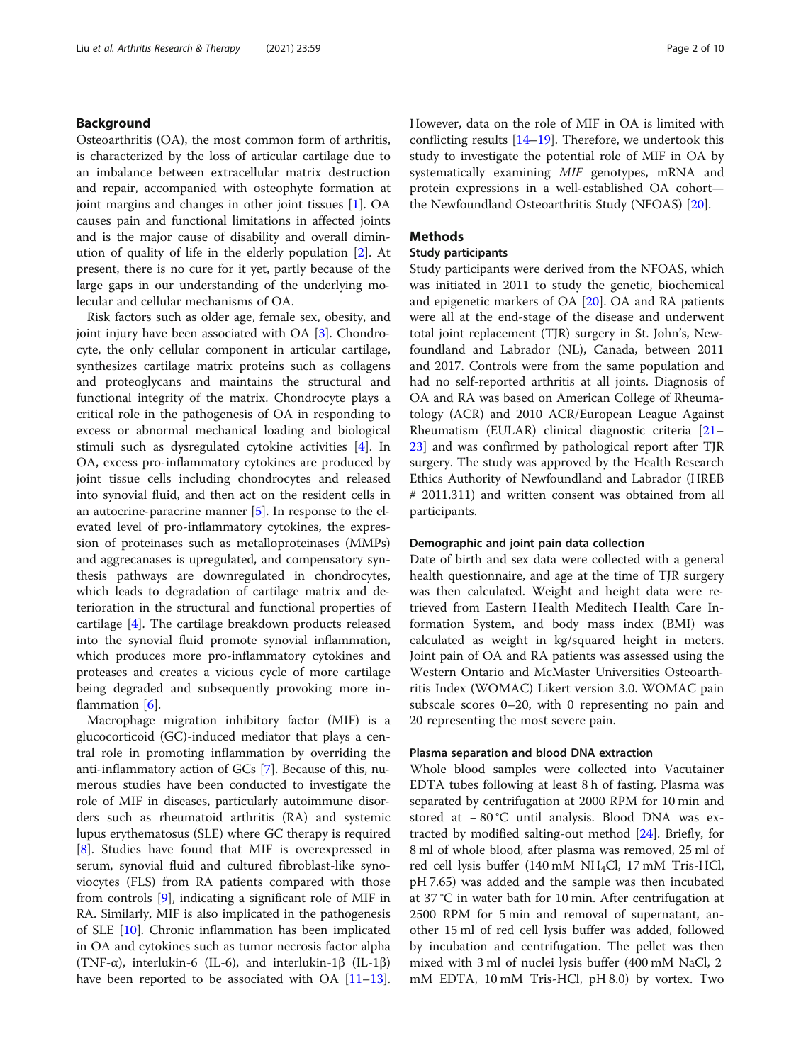## Background

Osteoarthritis (OA), the most common form of arthritis, is characterized by the loss of articular cartilage due to an imbalance between extracellular matrix destruction and repair, accompanied with osteophyte formation at joint margins and changes in other joint tissues [1]. OA causes pain and functional limitations in affected joints and is the major cause of disability and overall diminution of quality of life in the elderly population [2]. At present, there is no cure for it yet, partly because of the large gaps in our understanding of the underlying molecular and cellular mechanisms of OA.

Risk factors such as older age, female sex, obesity, and joint injury have been associated with OA [3]. Chondrocyte, the only cellular component in articular cartilage, synthesizes cartilage matrix proteins such as collagens and proteoglycans and maintains the structural and functional integrity of the matrix. Chondrocyte plays a critical role in the pathogenesis of OA in responding to excess or abnormal mechanical loading and biological stimuli such as dysregulated cytokine activities [4]. In OA, excess pro-inflammatory cytokines are produced by joint tissue cells including chondrocytes and released into synovial fluid, and then act on the resident cells in an autocrine-paracrine manner [5]. In response to the elevated level of pro-inflammatory cytokines, the expression of proteinases such as metalloproteinases (MMPs) and aggrecanases is upregulated, and compensatory synthesis pathways are downregulated in chondrocytes, which leads to degradation of cartilage matrix and deterioration in the structural and functional properties of cartilage [4]. The cartilage breakdown products released into the synovial fluid promote synovial inflammation, which produces more pro-inflammatory cytokines and proteases and creates a vicious cycle of more cartilage being degraded and subsequently provoking more inflammation [6].

Macrophage migration inhibitory factor (MIF) is a glucocorticoid (GC)-induced mediator that plays a central role in promoting inflammation by overriding the anti-inflammatory action of GCs [7]. Because of this, numerous studies have been conducted to investigate the role of MIF in diseases, particularly autoimmune disorders such as rheumatoid arthritis (RA) and systemic lupus erythematosus (SLE) where GC therapy is required [8]. Studies have found that MIF is overexpressed in serum, synovial fluid and cultured fibroblast-like synoviocytes (FLS) from RA patients compared with those from controls [9], indicating a significant role of MIF in RA. Similarly, MIF is also implicated in the pathogenesis of SLE [10]. Chronic inflammation has been implicated in OA and cytokines such as tumor necrosis factor alpha (TNF-α), interlukin-6 (IL-6), and interlukin-1β (IL-1β) have been reported to be associated with OA [11–13]. However, data on the role of MIF in OA is limited with conflicting results [14–19]. Therefore, we undertook this study to investigate the potential role of MIF in OA by systematically examining *MIF* genotypes, mRNA and protein expressions in a well-established OA cohort—the Newfoundland Osteoarthritis Study (NFOAS) [20].

## Methods

### Study participants

Study participants were derived from the NFOAS, which was initiated in 2011 to study the genetic, biochemical and epigenetic markers of OA [20]. OA and RA patients were all at the end-stage of the disease and underwent total joint replacement (TJR) surgery in St. John's, Newfoundland and Labrador (NL), Canada, between 2011 and 2017. Controls were from the same population and had no self-reported arthritis at all joints. Diagnosis of OA and RA was based on American College of Rheumatology (ACR) and 2010 ACR/European League Against Rheumatism (EULAR) clinical diagnostic criteria [21–23] and was confirmed by pathological report after TJR surgery. The study was approved by the Health Research Ethics Authority of Newfoundland and Labrador (HREB # 2011.311) and written consent was obtained from all participants.

#### Demographic and joint pain data collection

Date of birth and sex data were collected with a general health questionnaire, and age at the time of TJR surgery was then calculated. Weight and height data were retrieved from Eastern Health Meditech Health Care Information System, and body mass index (BMI) was calculated as weight in kg/squared height in meters. Joint pain of OA and RA patients was assessed using the Western Ontario and McMaster Universities Osteoarthritis Index (WOMAC) Likert version 3.0. WOMAC pain subscale scores 0–20, with 0 representing no pain and 20 representing the most severe pain.

#### Plasma separation and blood DNA extraction

Whole blood samples were collected into Vacutainer EDTA tubes following at least 8 h of fasting. Plasma was separated by centrifugation at 2000 RPM for 10 min and stored at − 80 °C until analysis. Blood DNA was extracted by modified salting-out method [24]. Briefly, for 8 ml of whole blood, after plasma was removed, 25 ml of red cell lysis buffer (140 mM $NH_4Cl$, 17 mM Tris-HCl, pH 7.65) was added and the sample was then incubated at 37 °C in water bath for 10 min. After centrifugation at 2500 RPM for 5 min and removal of supernatant, another 15 ml of red cell lysis buffer was added, followed by incubation and centrifugation. The pellet was then mixed with 3 ml of nuclei lysis buffer (400 mM NaCl, 2 mM EDTA, 10 mM Tris-HCl, pH 8.0) by vortex. Two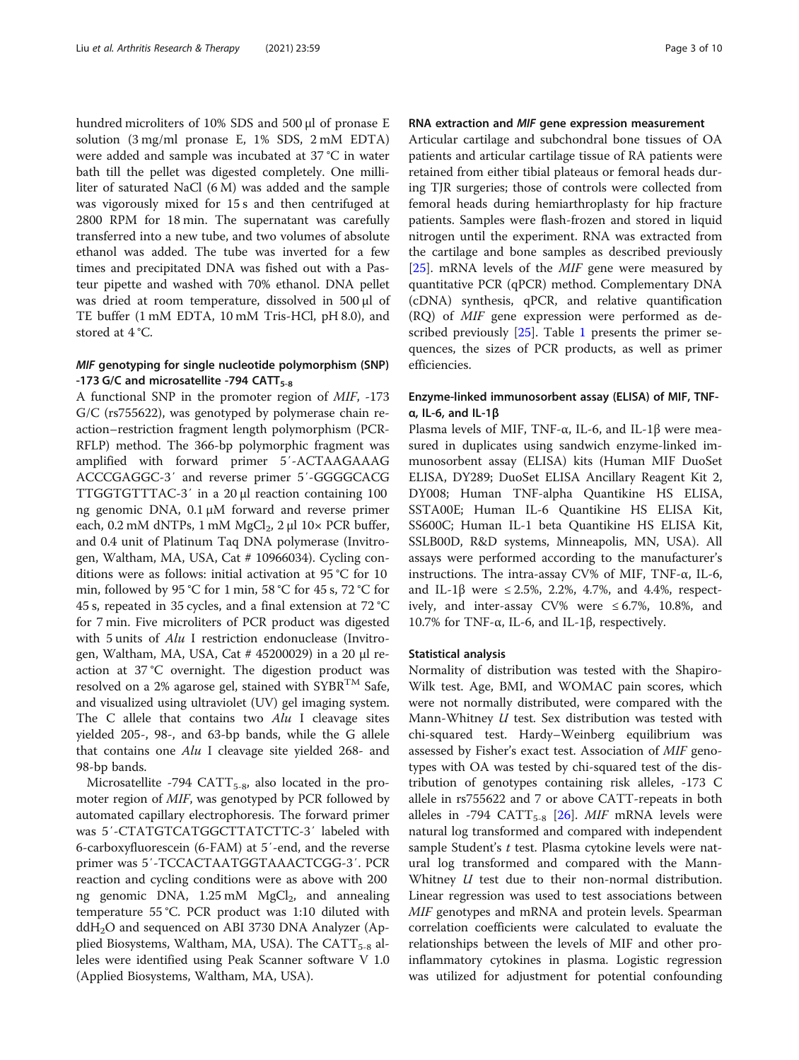hundred microliters of 10% SDS and 500 μl of pronase E solution (3 mg/ml pronase E, 1% SDS, 2 mM EDTA) were added and sample was incubated at 37 °C in water bath till the pellet was digested completely. One milliliter of saturated NaCl (6 M) was added and the sample was vigorously mixed for 15 s and then centrifuged at 2800 RPM for 18 min. The supernatant was carefully transferred into a new tube, and two volumes of absolute ethanol was added. The tube was inverted for a few times and precipitated DNA was fished out with a Pasteur pipette and washed with 70% ethanol. DNA pellet was dried at room temperature, dissolved in 500 μl of TE buffer (1 mM EDTA, 10 mM Tris-HCl, pH 8.0), and stored at 4 °C.

### *MIF* genotyping for single nucleotide polymorphism (SNP) -173 G/C and microsatellite -794 $CATT_{5-8}$

A functional SNP in the promoter region of *MIF*, -173 G/C (rs755622), was genotyped by polymerase chain reaction–restriction fragment length polymorphism (PCR-RFLP) method. The 366-bp polymorphic fragment was amplified with forward primer 5′-ACTAAGAAAG ACCCGAGGC-3′ and reverse primer 5′-GGGGCACG TTGGTGTTTAC-3′ in a 20 μl reaction containing 100 ng genomic DNA, 0.1 μM forward and reverse primer each, 0.2 mM dNTPs, 1 mM $MgCl_2$, 2 μl 10× PCR buffer, and 0.4 unit of Platinum Taq DNA polymerase (Invitrogen, Waltham, MA, USA, Cat # 10966034). Cycling conditions were as follows: initial activation at 95 °C for 10 min, followed by 95 °C for 1 min, 58 °C for 45 s, 72 °C for 45 s, repeated in 35 cycles, and a final extension at 72 °C for 7 min. Five microliters of PCR product was digested with 5 units of *Alu* I restriction endonuclease (Invitrogen, Waltham, MA, USA, Cat # 45200029) in a 20 μl reaction at 37 °C overnight. The digestion product was resolved on a 2% agarose gel, stained with SYBR™ Safe, and visualized using ultraviolet (UV) gel imaging system. The C allele that contains two *Alu* I cleavage sites yielded 205-, 98-, and 63-bp bands, while the G allele that contains one *Alu* I cleavage site yielded 268- and 98-bp bands.

Microsatellite -794 $CATT_{5-8}$, also located in the promoter region of *MIF*, was genotyped by PCR followed by automated capillary electrophoresis. The forward primer was 5′-CTATGTCATGGCTTATCTTC-3′ labeled with 6-carboxyfluorescein (6-FAM) at 5′-end, and the reverse primer was 5′-TCCACTAATGGTAAACTCGG-3′. PCR reaction and cycling conditions were as above with 200 ng genomic DNA, 1.25 mM $MgCl_2$, and annealing temperature 55 °C. PCR product was 1:10 diluted with $ddH_2O$ and sequenced on ABI 3730 DNA Analyzer (Applied Biosystems, Waltham, MA, USA). The $CATT_{5-8}$ alleles were identified using Peak Scanner software V 1.0 (Applied Biosystems, Waltham, MA, USA).

### RNA extraction and *MIF* gene expression measurement

Articular cartilage and subchondral bone tissues of OA patients and articular cartilage tissue of RA patients were retained from either tibial plateaus or femoral heads during TJR surgeries; those of controls were collected from femoral heads during hemiarthroplasty for hip fracture patients. Samples were flash-frozen and stored in liquid nitrogen until the experiment. RNA was extracted from the cartilage and bone samples as described previously [25]. mRNA levels of the *MIF* gene were measured by quantitative PCR (qPCR) method. Complementary DNA (cDNA) synthesis, qPCR, and relative quantification (RQ) of *MIF* gene expression were performed as described previously [25]. Table 1 presents the primer sequences, the sizes of PCR products, as well as primer efficiencies.

### Enzyme-linked immunosorbent assay (ELISA) of MIF, TNF-α, IL-6, and IL-1β

Plasma levels of MIF, TNF-α, IL-6, and IL-1β were measured in duplicates using sandwich enzyme-linked immunosorbent assay (ELISA) kits (Human MIF DuoSet ELISA, DY289; DuoSet ELISA Ancillary Reagent Kit 2, DY008; Human TNF-alpha Quantikine HS ELISA, SSTA00E; Human IL-6 Quantikine HS ELISA Kit, SS600C; Human IL-1 beta Quantikine HS ELISA Kit, SSLB00D, R&D systems, Minneapolis, MN, USA). All assays were performed according to the manufacturer's instructions. The intra-assay CV% of MIF, TNF-α, IL-6, and IL-1β were ≤ 2.5%, 2.2%, 4.7%, and 4.4%, respectively, and inter-assay CV% were ≤ 6.7%, 10.8%, and 10.7% for TNF-α, IL-6, and IL-1β, respectively.

### Statistical analysis

Normality of distribution was tested with the Shapiro-Wilk test. Age, BMI, and WOMAC pain scores, which were not normally distributed, were compared with the Mann-Whitney *U* test. Sex distribution was tested with chi-squared test. Hardy–Weinberg equilibrium was assessed by Fisher's exact test. Association of *MIF* genotypes with OA was tested by chi-squared test of the distribution of genotypes containing risk alleles, -173 C allele in rs755622 and 7 or above CATT-repeats in both alleles in -794 $CATT_{5-8}$ [26]. *MIF* mRNA levels were natural log transformed and compared with independent sample Student's *t* test. Plasma cytokine levels were natural log transformed and compared with the Mann-Whitney *U* test due to their non-normal distribution. Linear regression was used to test associations between *MIF* genotypes and mRNA and protein levels. Spearman correlation coefficients were calculated to evaluate the relationships between the levels of MIF and other pro-inflammatory cytokines in plasma. Logistic regression was utilized for adjustment for potential confounding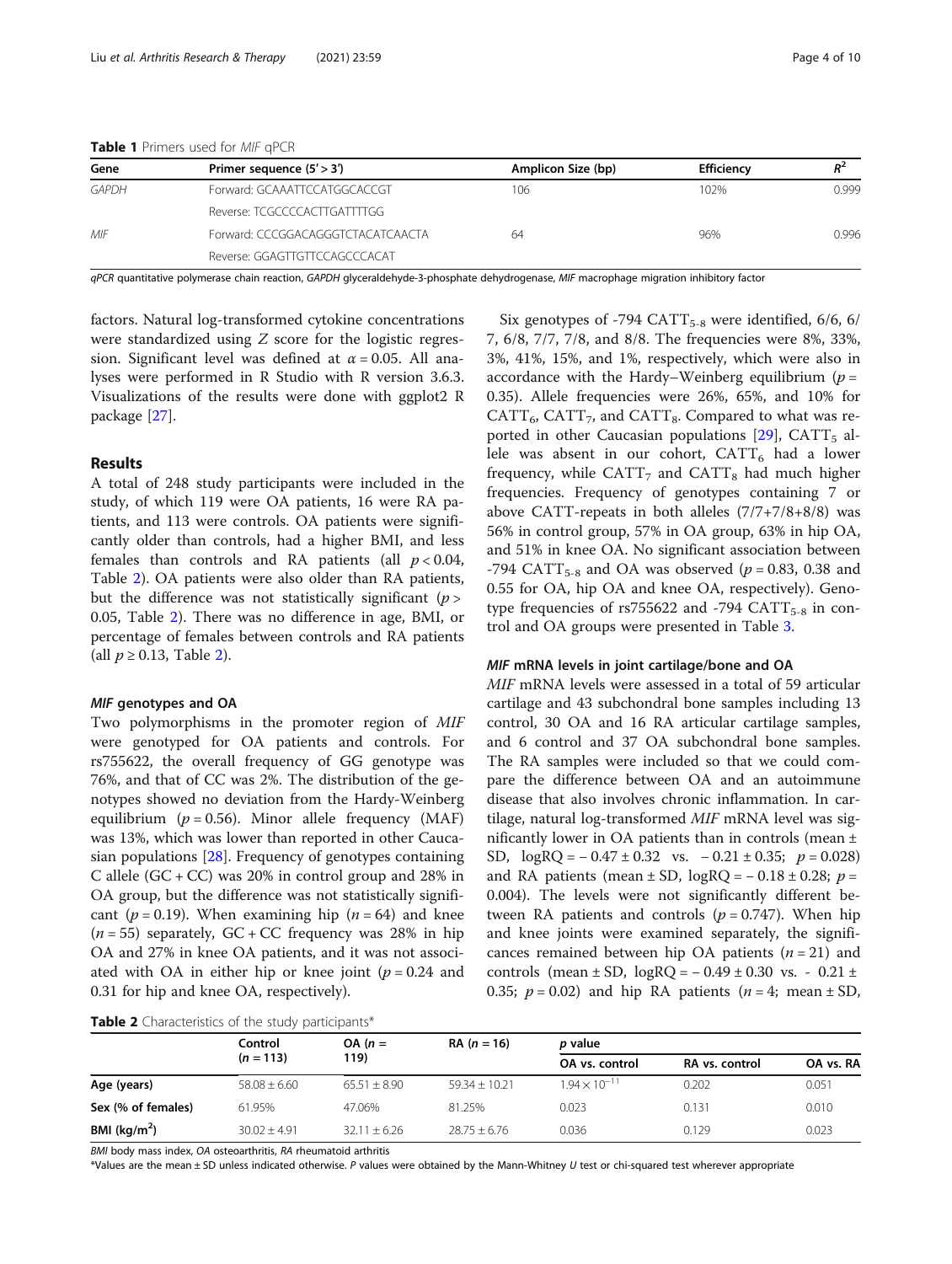**Table 1** Primers used for *MIF* qPCR

| Gene | Primer sequence (5′ > 3′) | Amplicon Size (bp) | Efficiency | $R^2$ |
|---|---|---|---|---|
| *GAPDH* | Forward: GCAAATTCCATGGCACCGT | 106 | 102% | 0.999 |
| | Reverse: TCGCCCCACTTGATTTTGG | | | |
| *MIF* | Forward: CCCGGACAGGGTCTACATCAACTA | 64 | 96% | 0.996 |
| | Reverse: GGAGTTGTTCCAGCCCACAT | | | |

*qPCR* quantitative polymerase chain reaction, *GAPDH* glyceraldehyde-3-phosphate dehydrogenase, *MIF* macrophage migration inhibitory factor

factors. Natural log-transformed cytokine concentrations were standardized using Z score for the logistic regression. Significant level was defined at $\alpha = 0.05$. All analyses were performed in R Studio with R version 3.6.3. Visualizations of the results were done with ggplot2 R package [27].

## Results

A total of 248 study participants were included in the study, of which 119 were OA patients, 16 were RA patients, and 113 were controls. OA patients were significantly older than controls, had a higher BMI, and less females than controls and RA patients (all $p < 0.04$, Table 2). OA patients were also older than RA patients, but the difference was not statistically significant ($p > 0.05$, Table 2). There was no difference in age, BMI, or percentage of females between controls and RA patients (all $p \geq 0.13$, Table 2).

### *MIF* genotypes and OA

Two polymorphisms in the promoter region of *MIF* were genotyped for OA patients and controls. For rs755622, the overall frequency of GG genotype was 76%, and that of CC was 2%. The distribution of the genotypes showed no deviation from the Hardy-Weinberg equilibrium ($p = 0.56$). Minor allele frequency (MAF) was 13%, which was lower than reported in other Caucasian populations [28]. Frequency of genotypes containing C allele (GC + CC) was 20% in control group and 28% in OA group, but the difference was not statistically significant ($p = 0.19$). When examining hip ($n = 64$) and knee ($n = 55$) separately, GC + CC frequency was 28% in hip OA and 27% in knee OA patients, and it was not associated with OA in either hip or knee joint ($p = 0.24$ and 0.31 for hip and knee OA, respectively).

Six genotypes of -794 $CATT_{5-8}$ were identified, 6/6, 6/7, 6/8, 7/7, 7/8, and 8/8. The frequencies were 8%, 33%, 3%, 41%, 15%, and 1%, respectively, which were also in accordance with the Hardy–Weinberg equilibrium ($p = 0.35$). Allele frequencies were 26%, 65%, and 10% for $CATT_6$, $CATT_7$, and $CATT_8$. Compared to what was reported in other Caucasian populations [29], $CATT_5$ allele was absent in our cohort, $CATT_6$ had a lower frequency, while $CATT_7$ and $CATT_8$ had much higher frequencies. Frequency of genotypes containing 7 or above CATT-repeats in both alleles (7/7+7/8+8/8) was 56% in control group, 57% in OA group, 63% in hip OA, and 51% in knee OA. No significant association between -794 $CATT_{5-8}$ and OA was observed ($p = 0.83$, 0.38 and 0.55 for OA, hip OA and knee OA, respectively). Genotype frequencies of rs755622 and -794 $CATT_{5-8}$ in control and OA groups were presented in Table 3.

### *MIF* mRNA levels in joint cartilage/bone and OA

*MIF* mRNA levels were assessed in a total of 59 articular cartilage and 43 subchondral bone samples including 13 control, 30 OA and 16 RA articular cartilage samples, and 6 control and 37 OA subchondral bone samples. The RA samples were included so that we could compare the difference between OA and an autoimmune disease that also involves chronic inflammation. In cartilage, natural log-transformed *MIF* mRNA level was significantly lower in OA patients than in controls (mean ± SD, logRQ = − 0.47 ± 0.32 vs. − 0.21 ± 0.35; $p = 0.028$) and RA patients (mean ± SD, logRQ = − 0.18 ± 0.28; $p = 0.004$). The levels were not significantly different between RA patients and controls ($p = 0.747$). When hip and knee joints were examined separately, the significances remained between hip OA patients ($n = 21$) and controls (mean ± SD, logRQ = − 0.49 ± 0.30 vs. - 0.21 ± 0.35; $p = 0.02$) and hip RA patients ($n = 4$; mean ± SD,

**Table 2** Characteristics of the study participants*

| | Control ($n = 113$) | OA ($n = 119$) | RA ($n = 16$) | *p* value | | |
|---|---|---|---|---|---|---|
| | | | | OA vs. control | RA vs. control | OA vs. RA |
| **Age (years)** | 58.08 ± 6.60 | 65.51 ± 8.90 | 59.34 ± 10.21 | $1.94 \times 10^{-11}$ | 0.202 | 0.051 |
| **Sex (% of females)** | 61.95% | 47.06% | 81.25% | 0.023 | 0.131 | 0.010 |
| **BMI (kg/m$^2$)** | 30.02 ± 4.91 | 32.11 ± 6.26 | 28.75 ± 6.76 | 0.036 | 0.129 | 0.023 |

*BMI* body mass index, *OA* osteoarthritis, *RA* rheumatoid arthritis

*Values are the mean ± SD unless indicated otherwise. *P* values were obtained by the Mann-Whitney *U* test or chi-squared test wherever appropriate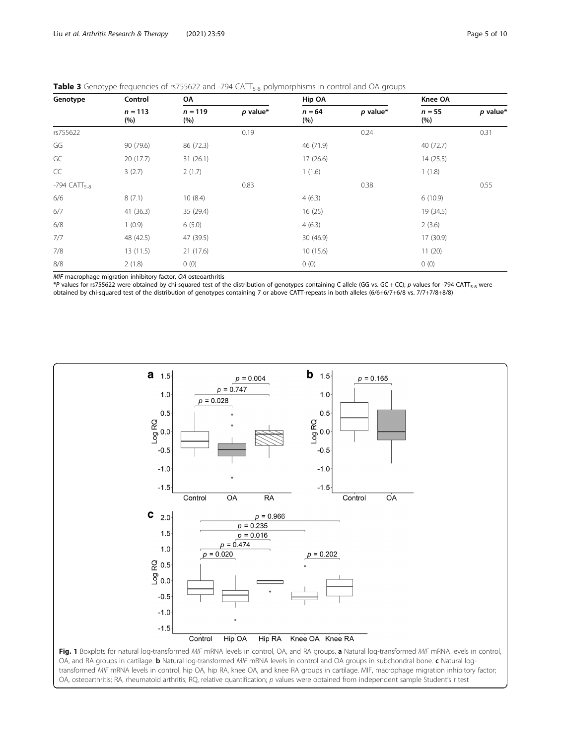**Table 3** Genotype frequencies of rs755622 and -794 $CATT_{5-8}$ polymorphisms in control and OA groups

| Genotype | Control | OA | | Hip OA | | Knee OA | |
|---|---|---|---|---|---|---|---|
| | $n = 113$ (%) | $n = 119$ (%) | $p$ value* | $n = 64$ (%) | $p$ value* | $n = 55$ (%) | $p$ value* |
| rs755622 | | | 0.19 | | 0.24 | | 0.31 |
| GG | 90 (79.6) | 86 (72.3) | | 46 (71.9) | | 40 (72.7) | |
| GC | 20 (17.7) | 31 (26.1) | | 17 (26.6) | | 14 (25.5) | |
| CC | 3 (2.7) | 2 (1.7) | | 1 (1.6) | | 1 (1.8) | |
| -794 $CATT_{5-8}$ | | | 0.83 | | 0.38 | | 0.55 |
| 6/6 | 8 (7.1) | 10 (8.4) | | 4 (6.3) | | 6 (10.9) | |
| 6/7 | 41 (36.3) | 35 (29.4) | | 16 (25) | | 19 (34.5) | |
| 6/8 | 1 (0.9) | 6 (5.0) | | 4 (6.3) | | 2 (3.6) | |
| 7/7 | 48 (42.5) | 47 (39.5) | | 30 (46.9) | | 17 (30.9) | |
| 7/8 | 13 (11.5) | 21 (17.6) | | 10 (15.6) | | 11 (20) | |
| 8/8 | 2 (1.8) | 0 (0) | | 0 (0) | | 0 (0) | |

*MIF* macrophage migration inhibitory factor, *OA* osteoarthritis

*$P$ values for rs755622 were obtained by chi-squared test of the distribution of genotypes containing C allele (GG vs. GC + CC); $p$ values for -794 $CATT_{5-8}$ were obtained by chi-squared test of the distribution of genotypes containing 7 or above CATT-repeats in both alleles (6/6+6/7+6/8 vs. 7/7+7/8+8/8)

**Fig. 1** Boxplots for natural log-transformed *MIF* mRNA levels in control, OA, and RA groups. **a** Natural log-transformed *MIF* mRNA levels in control, OA, and RA groups in cartilage. **b** Natural log-transformed *MIF* mRNA levels in control and OA groups in subchondral bone. **c** Natural log-transformed *MIF* mRNA levels in control, hip OA, hip RA, knee OA, and knee RA groups in cartilage. MIF, macrophage migration inhibitory factor; OA, osteoarthritis; RA, rheumatoid arthritis; RQ, relative quantification; $p$ values were obtained from independent sample Student's $t$ test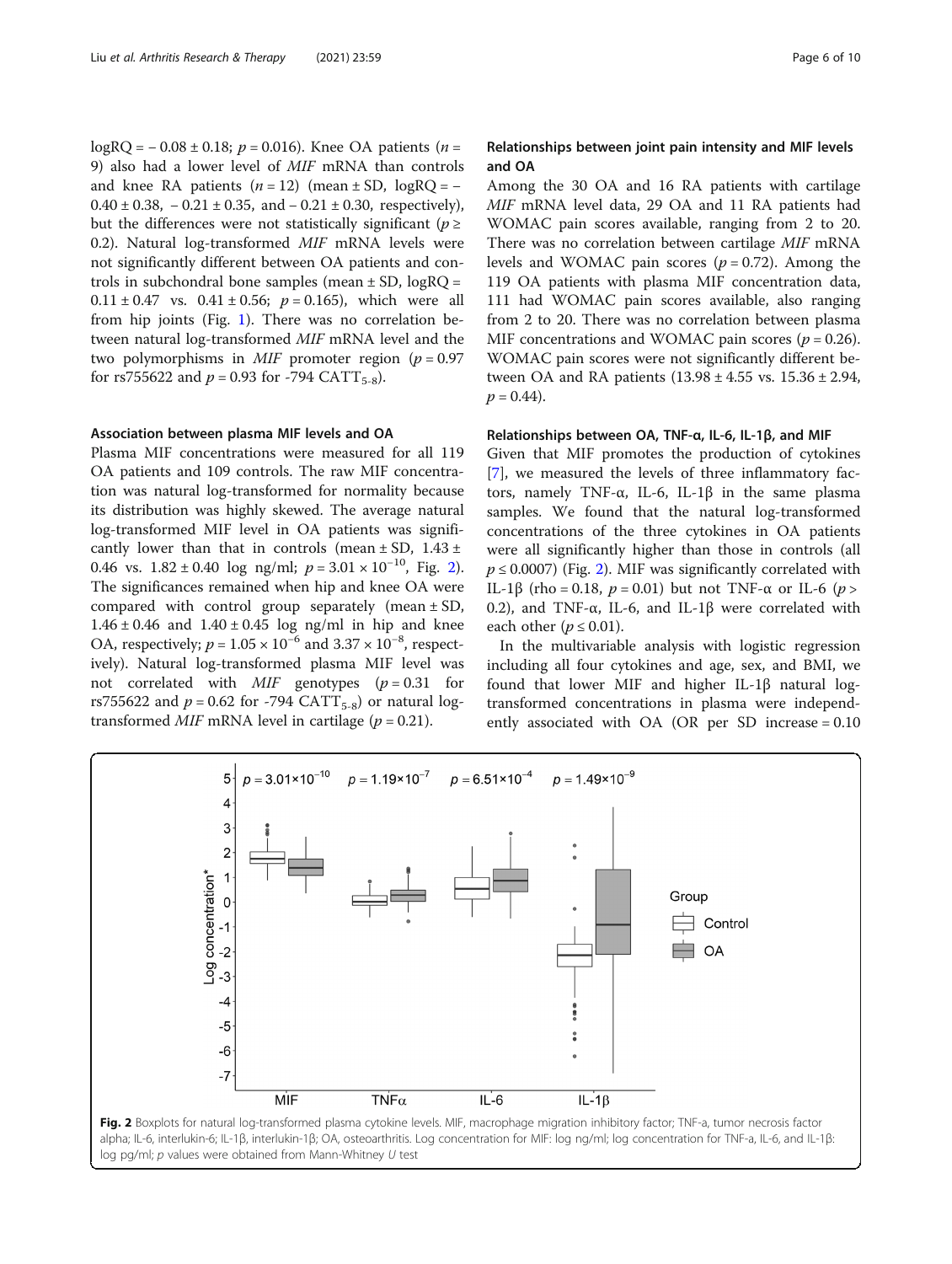logRQ = − 0.08 ± 0.18; $p = 0.016$). Knee OA patients ($n = 9$) also had a lower level of *MIF* mRNA than controls and knee RA patients ($n = 12$) (mean ± SD, logRQ = − 0.40 ± 0.38, − 0.21 ± 0.35, and − 0.21 ± 0.30, respectively), but the differences were not statistically significant ($p \geq 0.2$). Natural log-transformed *MIF* mRNA levels were not significantly different between OA patients and controls in subchondral bone samples (mean ± SD, logRQ = 0.11 ± 0.47 vs. 0.41 ± 0.56; $p = 0.165$), which were all from hip joints (Fig. 1). There was no correlation between natural log-transformed *MIF* mRNA level and the two polymorphisms in *MIF* promoter region ($p = 0.97$ for rs755622 and $p = 0.93$ for -794 $CATT_{5\text{-}8}$).

#### Association between plasma MIF levels and OA

Plasma MIF concentrations were measured for all 119 OA patients and 109 controls. The raw MIF concentration was natural log-transformed for normality because its distribution was highly skewed. The average natural log-transformed MIF level in OA patients was significantly lower than that in controls (mean ± SD, 1.43 ± 0.46 vs. 1.82 ± 0.40 log ng/ml; $p = 3.01 \times 10^{-10}$, Fig. 2). The significances remained when hip and knee OA were compared with control group separately (mean ± SD, 1.46 ± 0.46 and 1.40 ± 0.45 log ng/ml in hip and knee OA, respectively; $p = 1.05 \times 10^{-6}$ and $3.37 \times 10^{-8}$, respectively). Natural log-transformed plasma MIF level was not correlated with *MIF* genotypes ($p = 0.31$ for rs755622 and $p = 0.62$ for -794 $CATT_{5\text{-}8}$) or natural log-transformed *MIF* mRNA level in cartilage ($p = 0.21$).

#### Relationships between joint pain intensity and MIF levels and OA

Among the 30 OA and 16 RA patients with cartilage *MIF* mRNA level data, 29 OA and 11 RA patients had WOMAC pain scores available, ranging from 2 to 20. There was no correlation between cartilage *MIF* mRNA levels and WOMAC pain scores ($p = 0.72$). Among the 119 OA patients with plasma MIF concentration data, 111 had WOMAC pain scores available, also ranging from 2 to 20. There was no correlation between plasma MIF concentrations and WOMAC pain scores ($p = 0.26$). WOMAC pain scores were not significantly different between OA and RA patients (13.98 ± 4.55 vs. 15.36 ± 2.94, $p = 0.44$).

#### Relationships between OA, TNF-α, IL-6, IL-1β, and MIF

Given that MIF promotes the production of cytokines [7], we measured the levels of three inflammatory factors, namely TNF-α, IL-6, IL-1β in the same plasma samples. We found that the natural log-transformed concentrations of the three cytokines in OA patients were all significantly higher than those in controls (all $p \leq 0.0007$) (Fig. 2). MIF was significantly correlated with IL-1β (rho = 0.18, $p = 0.01$) but not TNF-α or IL-6 ($p > 0.2$), and TNF-α, IL-6, and IL-1β were correlated with each other ($p \leq 0.01$).

In the multivariable analysis with logistic regression including all four cytokines and age, sex, and BMI, we found that lower MIF and higher IL-1β natural log-transformed concentrations in plasma were independently associated with OA (OR per SD increase = 0.10

**Fig. 2** Boxplots for natural log-transformed plasma cytokine levels. MIF, macrophage migration inhibitory factor; TNF-a, tumor necrosis factor alpha; IL-6, interlukin-6; IL-1β, interlukin-1β; OA, osteoarthritis. Log concentration for MIF: log ng/ml; log concentration for TNF-a, IL-6, and IL-1β: log pg/ml; *p* values were obtained from Mann-Whitney *U* test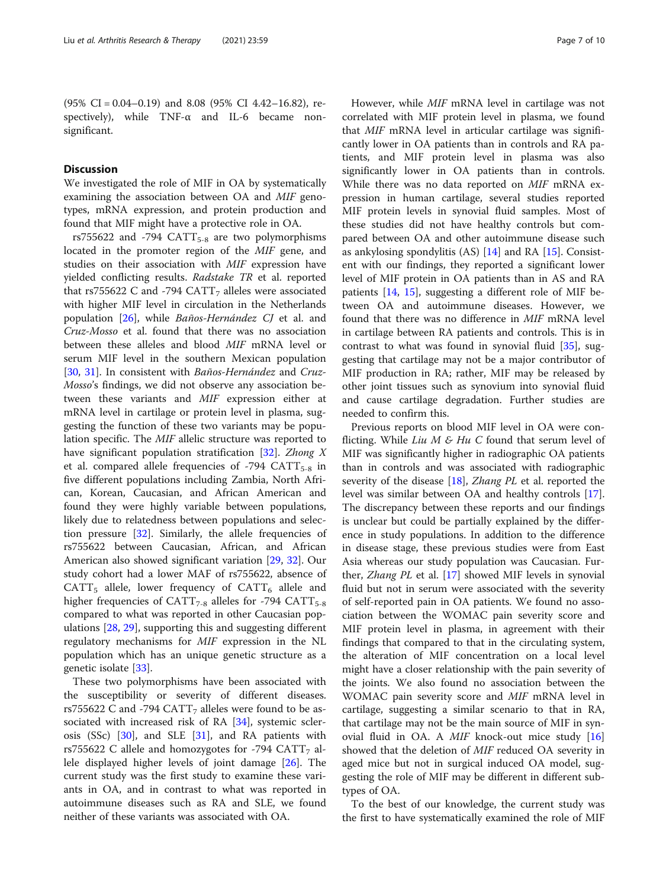(95% CI = 0.04–0.19) and 8.08 (95% CI 4.42–16.82), respectively), while TNF-α and IL-6 became non-significant.

## Discussion

We investigated the role of MIF in OA by systematically examining the association between OA and *MIF* genotypes, mRNA expression, and protein production and found that MIF might have a protective role in OA.

rs755622 and -794 $CATT_{5-8}$ are two polymorphisms located in the promoter region of the *MIF* gene, and studies on their association with *MIF* expression have yielded conflicting results. *Radstake TR* et al. reported that rs755622 C and -794 $CATT_7$ alleles were associated with higher MIF level in circulation in the Netherlands population [26], while *Baños-Hernández CJ* et al. and *Cruz-Mosso* et al. found that there was no association between these alleles and blood *MIF* mRNA level or serum MIF level in the southern Mexican population [30, 31]. In consistent with *Baños-Hernández* and *Cruz-Mosso*'s findings, we did not observe any association between these variants and *MIF* expression either at mRNA level in cartilage or protein level in plasma, suggesting the function of these two variants may be population specific. The *MIF* allelic structure was reported to have significant population stratification [32]. *Zhong X* et al. compared allele frequencies of -794 $CATT_{5-8}$ in five different populations including Zambia, North African, Korean, Caucasian, and African American and found they were highly variable between populations, likely due to relatedness between populations and selection pressure [32]. Similarly, the allele frequencies of rs755622 between Caucasian, African, and African American also showed significant variation [29, 32]. Our study cohort had a lower MAF of rs755622, absence of $CATT_5$ allele, lower frequency of $CATT_6$ allele and higher frequencies of $CATT_{7-8}$ alleles for -794 $CATT_{5-8}$ compared to what was reported in other Caucasian populations [28, 29], supporting this and suggesting different regulatory mechanisms for *MIF* expression in the NL population which has an unique genetic structure as a genetic isolate [33].

These two polymorphisms have been associated with the susceptibility or severity of different diseases. rs755622 C and -794 $CATT_7$ alleles were found to be associated with increased risk of RA [34], systemic sclerosis (SSc) [30], and SLE [31], and RA patients with rs755622 C allele and homozygotes for -794 $CATT_7$ allele displayed higher levels of joint damage [26]. The current study was the first study to examine these variants in OA, and in contrast to what was reported in autoimmune diseases such as RA and SLE, we found neither of these variants was associated with OA.

However, while *MIF* mRNA level in cartilage was not correlated with MIF protein level in plasma, we found that *MIF* mRNA level in articular cartilage was significantly lower in OA patients than in controls and RA patients, and MIF protein level in plasma was also significantly lower in OA patients than in controls. While there was no data reported on *MIF* mRNA expression in human cartilage, several studies reported MIF protein levels in synovial fluid samples. Most of these studies did not have healthy controls but compared between OA and other autoimmune disease such as ankylosing spondylitis (AS) [14] and RA [15]. Consistent with our findings, they reported a significant lower level of MIF protein in OA patients than in AS and RA patients [14, 15], suggesting a different role of MIF between OA and autoimmune diseases. However, we found that there was no difference in *MIF* mRNA level in cartilage between RA patients and controls. This is in contrast to what was found in synovial fluid [35], suggesting that cartilage may not be a major contributor of MIF production in RA; rather, MIF may be released by other joint tissues such as synovium into synovial fluid and cause cartilage degradation. Further studies are needed to confirm this.

Previous reports on blood MIF level in OA were conflicting. While *Liu M & Hu C* found that serum level of MIF was significantly higher in radiographic OA patients than in controls and was associated with radiographic severity of the disease [18], *Zhang PL* et al. reported the level was similar between OA and healthy controls [17]. The discrepancy between these reports and our findings is unclear but could be partially explained by the difference in study populations. In addition to the difference in disease stage, these previous studies were from East Asia whereas our study population was Caucasian. Further, *Zhang PL* et al. [17] showed MIF levels in synovial fluid but not in serum were associated with the severity of self-reported pain in OA patients. We found no association between the WOMAC pain severity score and MIF protein level in plasma, in agreement with their findings that compared to that in the circulating system, the alteration of MIF concentration on a local level might have a closer relationship with the pain severity of the joints. We also found no association between the WOMAC pain severity score and *MIF* mRNA level in cartilage, suggesting a similar scenario to that in RA, that cartilage may not be the main source of MIF in synovial fluid in OA. A *MIF* knock-out mice study [16] showed that the deletion of *MIF* reduced OA severity in aged mice but not in surgical induced OA model, suggesting the role of MIF may be different in different subtypes of OA.

To the best of our knowledge, the current study was the first to have systematically examined the role of MIF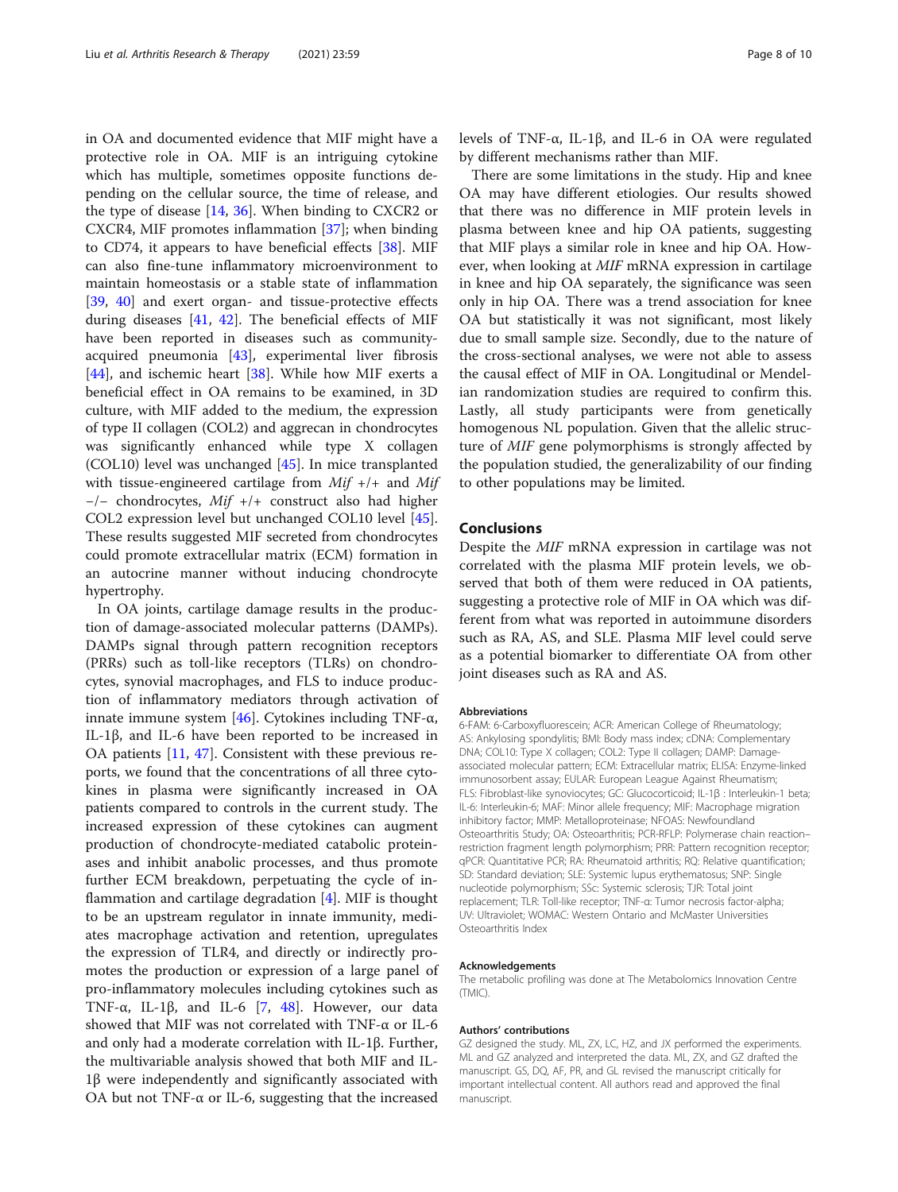in OA and documented evidence that MIF might have a protective role in OA. MIF is an intriguing cytokine which has multiple, sometimes opposite functions depending on the cellular source, the time of release, and the type of disease [14, 36]. When binding to CXCR2 or CXCR4, MIF promotes inflammation [37]; when binding to CD74, it appears to have beneficial effects [38]. MIF can also fine-tune inflammatory microenvironment to maintain homeostasis or a stable state of inflammation [39, 40] and exert organ- and tissue-protective effects during diseases [41, 42]. The beneficial effects of MIF have been reported in diseases such as community-acquired pneumonia [43], experimental liver fibrosis [44], and ischemic heart [38]. While how MIF exerts a beneficial effect in OA remains to be examined, in 3D culture, with MIF added to the medium, the expression of type II collagen (COL2) and aggrecan in chondrocytes was significantly enhanced while type X collagen (COL10) level was unchanged [45]. In mice transplanted with tissue-engineered cartilage from *Mif* +/+ and *Mif* −/− chondrocytes, *Mif* +/+ construct also had higher COL2 expression level but unchanged COL10 level [45]. These results suggested MIF secreted from chondrocytes could promote extracellular matrix (ECM) formation in an autocrine manner without inducing chondrocyte hypertrophy.

In OA joints, cartilage damage results in the production of damage-associated molecular patterns (DAMPs). DAMPs signal through pattern recognition receptors (PRRs) such as toll-like receptors (TLRs) on chondrocytes, synovial macrophages, and FLS to induce production of inflammatory mediators through activation of innate immune system [46]. Cytokines including TNF-α, IL-1β, and IL-6 have been reported to be increased in OA patients [11, 47]. Consistent with these previous reports, we found that the concentrations of all three cytokines in plasma were significantly increased in OA patients compared to controls in the current study. The increased expression of these cytokines can augment production of chondrocyte-mediated catabolic proteinases and inhibit anabolic processes, and thus promote further ECM breakdown, perpetuating the cycle of inflammation and cartilage degradation [4]. MIF is thought to be an upstream regulator in innate immunity, mediates macrophage activation and retention, upregulates the expression of TLR4, and directly or indirectly promotes the production or expression of a large panel of pro-inflammatory molecules including cytokines such as TNF-α, IL-1β, and IL-6 [7, 48]. However, our data showed that MIF was not correlated with TNF-α or IL-6 and only had a moderate correlation with IL-1β. Further, the multivariable analysis showed that both MIF and IL-1β were independently and significantly associated with OA but not TNF-α or IL-6, suggesting that the increased levels of TNF-α, IL-1β, and IL-6 in OA were regulated by different mechanisms rather than MIF.

There are some limitations in the study. Hip and knee OA may have different etiologies. Our results showed that there was no difference in MIF protein levels in plasma between knee and hip OA patients, suggesting that MIF plays a similar role in knee and hip OA. However, when looking at *MIF* mRNA expression in cartilage in knee and hip OA separately, the significance was seen only in hip OA. There was a trend association for knee OA but statistically it was not significant, most likely due to small sample size. Secondly, due to the nature of the cross-sectional analyses, we were not able to assess the causal effect of MIF in OA. Longitudinal or Mendelian randomization studies are required to confirm this. Lastly, all study participants were from genetically homogenous NL population. Given that the allelic structure of *MIF* gene polymorphisms is strongly affected by the population studied, the generalizability of our finding to other populations may be limited.

## Conclusions

Despite the *MIF* mRNA expression in cartilage was not correlated with the plasma MIF protein levels, we observed that both of them were reduced in OA patients, suggesting a protective role of MIF in OA which was different from what was reported in autoimmune disorders such as RA, AS, and SLE. Plasma MIF level could serve as a potential biomarker to differentiate OA from other joint diseases such as RA and AS.

#### Abbreviations

6-FAM: 6-Carboxyfluorescein; ACR: American College of Rheumatology; AS: Ankylosing spondylitis; BMI: Body mass index; cDNA: Complementary DNA; COL10: Type X collagen; COL2: Type II collagen; DAMP: Damage-associated molecular pattern; ECM: Extracellular matrix; ELISA: Enzyme-linked immunosorbent assay; EULAR: European League Against Rheumatism; FLS: Fibroblast-like synoviocytes; GC: Glucocorticoid; IL-1β : Interleukin-1 beta; IL-6: Interleukin-6; MAF: Minor allele frequency; MIF: Macrophage migration inhibitory factor; MMP: Metalloproteinase; NFOAS: Newfoundland Osteoarthritis Study; OA: Osteoarthritis; PCR-RFLP: Polymerase chain reaction–restriction fragment length polymorphism; PRR: Pattern recognition receptor; qPCR: Quantitative PCR; RA: Rheumatoid arthritis; RQ: Relative quantification; SD: Standard deviation; SLE: Systemic lupus erythematosus; SNP: Single nucleotide polymorphism; SSc: Systemic sclerosis; TJR: Total joint replacement; TLR: Toll-like receptor; TNF-α: Tumor necrosis factor-alpha; UV: Ultraviolet; WOMAC: Western Ontario and McMaster Universities Osteoarthritis Index

#### Acknowledgements

The metabolic profiling was done at The Metabolomics Innovation Centre (TMIC).

#### Authors' contributions

GZ designed the study. ML, ZX, LC, HZ, and JX performed the experiments. ML and GZ analyzed and interpreted the data. ML, ZX, and GZ drafted the manuscript. GS, DQ, AF, PR, and GL revised the manuscript critically for important intellectual content. All authors read and approved the final manuscript.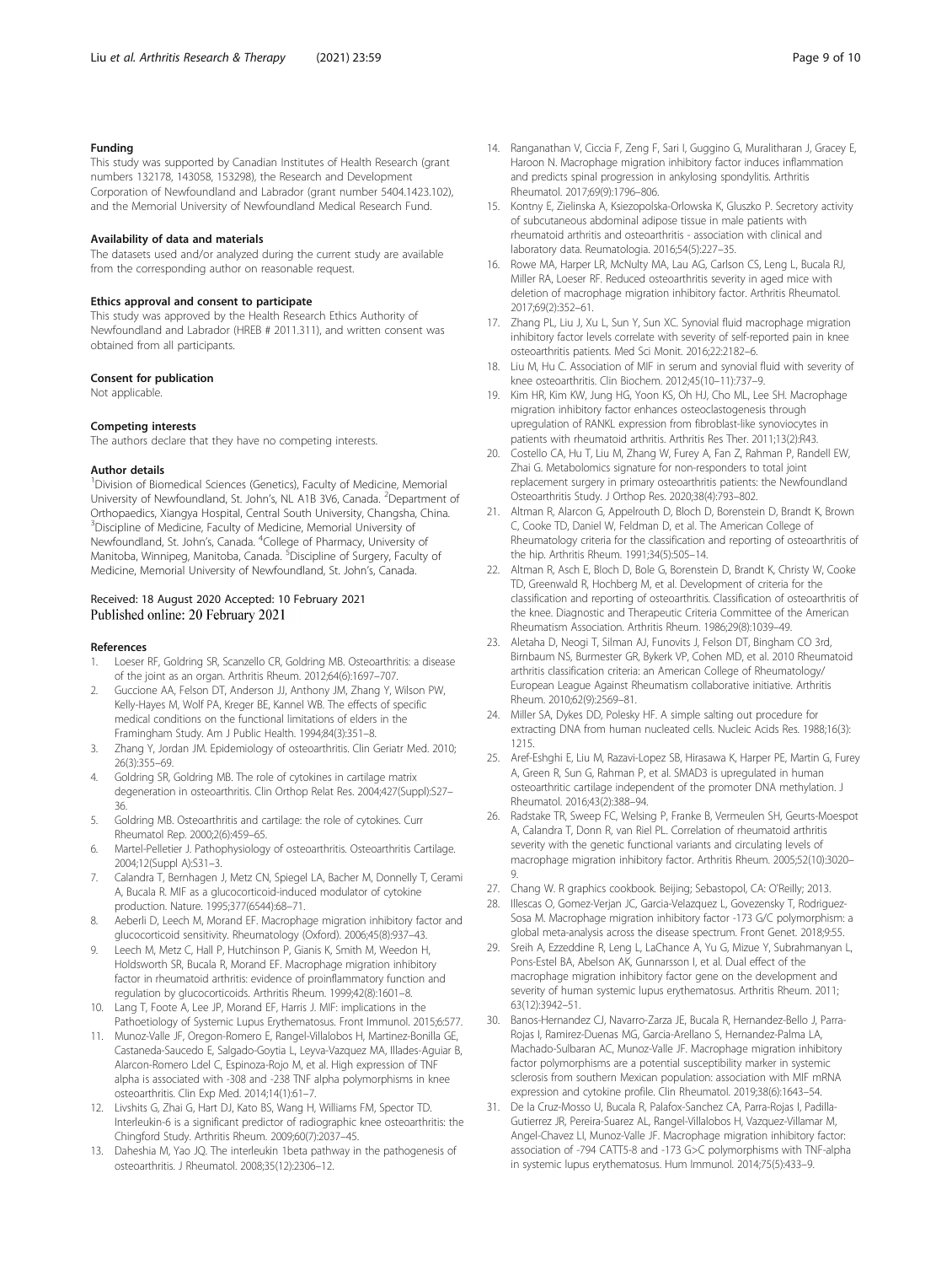### Funding

This study was supported by Canadian Institutes of Health Research (grant numbers 132178, 143058, 153298), the Research and Development Corporation of Newfoundland and Labrador (grant number 5404.1423.102), and the Memorial University of Newfoundland Medical Research Fund.

### Availability of data and materials

The datasets used and/or analyzed during the current study are available from the corresponding author on reasonable request.

### Ethics approval and consent to participate

This study was approved by the Health Research Ethics Authority of Newfoundland and Labrador (HREB # 2011.311), and written consent was obtained from all participants.

### Consent for publication

Not applicable.

### Competing interests

The authors declare that they have no competing interests.

### Author details

[1]Division of Biomedical Sciences (Genetics), Faculty of Medicine, Memorial University of Newfoundland, St. John's, NL A1B 3V6, Canada. [2]Department of Orthopaedics, Xiangya Hospital, Central South University, Changsha, China. [3]Discipline of Medicine, Faculty of Medicine, Memorial University of Newfoundland, St. John's, Canada. [4]College of Pharmacy, University of Manitoba, Winnipeg, Manitoba, Canada. [5]Discipline of Surgery, Faculty of Medicine, Memorial University of Newfoundland, St. John's, Canada.

Received: 18 August 2020 Accepted: 10 February 2021
Published online: 20 February 2021

### References

1. Loeser RF, Goldring SR, Scanzello CR, Goldring MB. Osteoarthritis: a disease of the joint as an organ. Arthritis Rheum. 2012;64(6):1697–707.
2. Guccione AA, Felson DT, Anderson JJ, Anthony JM, Zhang Y, Wilson PW, Kelly-Hayes M, Wolf PA, Kreger BE, Kannel WB. The effects of specific medical conditions on the functional limitations of elders in the Framingham Study. Am J Public Health. 1994;84(3):351–8.
3. Zhang Y, Jordan JM. Epidemiology of osteoarthritis. Clin Geriatr Med. 2010; 26(3):355–69.
4. Goldring SR, Goldring MB. The role of cytokines in cartilage matrix degeneration in osteoarthritis. Clin Orthop Relat Res. 2004;427(Suppl):S27–36.
5. Goldring MB. Osteoarthritis and cartilage: the role of cytokines. Curr Rheumatol Rep. 2000;2(6):459–65.
6. Martel-Pelletier J. Pathophysiology of osteoarthritis. Osteoarthritis Cartilage. 2004;12(Suppl A):S31–3.
7. Calandra T, Bernhagen J, Metz CN, Spiegel LA, Bacher M, Donnelly T, Cerami A, Bucala R. MIF as a glucocorticoid-induced modulator of cytokine production. Nature. 1995;377(6544):68–71.
8. Aeberli D, Leech M, Morand EF. Macrophage migration inhibitory factor and glucocorticoid sensitivity. Rheumatology (Oxford). 2006;45(8):937–43.
9. Leech M, Metz C, Hall P, Hutchinson P, Gianis K, Smith M, Weedon H, Holdsworth SR, Bucala R, Morand EF. Macrophage migration inhibitory factor in rheumatoid arthritis: evidence of proinflammatory function and regulation by glucocorticoids. Arthritis Rheum. 1999;42(8):1601–8.
10. Lang T, Foote A, Lee JP, Morand EF, Harris J. MIF: implications in the Pathoetiology of Systemic Lupus Erythematosus. Front Immunol. 2015;6:577.
11. Munoz-Valle JF, Oregon-Romero E, Rangel-Villalobos H, Martinez-Bonilla GE, Castaneda-Saucedo E, Salgado-Goytia L, Leyva-Vazquez MA, Illades-Aguiar B, Alarcon-Romero Ldel C, Espinoza-Rojo M, et al. High expression of TNF alpha is associated with -308 and -238 TNF alpha polymorphisms in knee osteoarthritis. Clin Exp Med. 2014;14(1):61–7.
12. Livshits G, Zhai G, Hart DJ, Kato BS, Wang H, Williams FM, Spector TD. Interleukin-6 is a significant predictor of radiographic knee osteoarthritis: the Chingford Study. Arthritis Rheum. 2009;60(7):2037–45.
13. Daheshia M, Yao JQ. The interleukin 1beta pathway in the pathogenesis of osteoarthritis. J Rheumatol. 2008;35(12):2306–12.
14. Ranganathan V, Ciccia F, Zeng F, Sari I, Guggino G, Muralitharan J, Gracey E, Haroon N. Macrophage migration inhibitory factor induces inflammation and predicts spinal progression in ankylosing spondylitis. Arthritis Rheumatol. 2017;69(9):1796–806.
15. Kontny E, Zielinska A, Ksiezopolska-Orlowska K, Gluszko P. Secretory activity of subcutaneous abdominal adipose tissue in male patients with rheumatoid arthritis and osteoarthritis - association with clinical and laboratory data. Reumatologia. 2016;54(5):227–35.
16. Rowe MA, Harper LR, McNulty MA, Lau AG, Carlson CS, Leng L, Bucala RJ, Miller RA, Loeser RF. Reduced osteoarthritis severity in aged mice with deletion of macrophage migration inhibitory factor. Arthritis Rheumatol. 2017;69(2):352–61.
17. Zhang PL, Liu J, Xu L, Sun Y, Sun XC. Synovial fluid macrophage migration inhibitory factor levels correlate with severity of self-reported pain in knee osteoarthritis patients. Med Sci Monit. 2016;22:2182–6.
18. Liu M, Hu C. Association of MIF in serum and synovial fluid with severity of knee osteoarthritis. Clin Biochem. 2012;45(10–11):737–9.
19. Kim HR, Kim KW, Jung HG, Yoon KS, Oh HJ, Cho ML, Lee SH. Macrophage migration inhibitory factor enhances osteoclastogenesis through upregulation of RANKL expression from fibroblast-like synoviocytes in patients with rheumatoid arthritis. Arthritis Res Ther. 2011;13(2):R43.
20. Costello CA, Hu T, Liu M, Zhang W, Furey A, Fan Z, Rahman P, Randell EW, Zhai G. Metabolomics signature for non-responders to total joint replacement surgery in primary osteoarthritis patients: the Newfoundland Osteoarthritis Study. J Orthop Res. 2020;38(4):793–802.
21. Altman R, Alarcon G, Appelrouth D, Bloch D, Borenstein D, Brandt K, Brown C, Cooke TD, Daniel W, Feldman D, et al. The American College of Rheumatology criteria for the classification and reporting of osteoarthritis of the hip. Arthritis Rheum. 1991;34(5):505–14.
22. Altman R, Asch E, Bloch D, Bole G, Borenstein D, Brandt K, Christy W, Cooke TD, Greenwald R, Hochberg M, et al. Development of criteria for the classification and reporting of osteoarthritis. Classification of osteoarthritis of the knee. Diagnostic and Therapeutic Criteria Committee of the American Rheumatism Association. Arthritis Rheum. 1986;29(8):1039–49.
23. Aletaha D, Neogi T, Silman AJ, Funovits J, Felson DT, Bingham CO 3rd, Birnbaum NS, Burmester GR, Bykerk VP, Cohen MD, et al. 2010 Rheumatoid arthritis classification criteria: an American College of Rheumatology/ European League Against Rheumatism collaborative initiative. Arthritis Rheum. 2010;62(9):2569–81.
24. Miller SA, Dykes DD, Polesky HF. A simple salting out procedure for extracting DNA from human nucleated cells. Nucleic Acids Res. 1988;16(3): 1215.
25. Aref-Eshghi E, Liu M, Razavi-Lopez SB, Hirasawa K, Harper PE, Martin G, Furey A, Green R, Sun G, Rahman P, et al. SMAD3 is upregulated in human osteoarthritic cartilage independent of the promoter DNA methylation. J Rheumatol. 2016;43(2):388–94.
26. Radstake TR, Sweep FC, Welsing P, Franke B, Vermeulen SH, Geurts-Moespot A, Calandra T, Donn R, van Riel PL. Correlation of rheumatoid arthritis severity with the genetic functional variants and circulating levels of macrophage migration inhibitory factor. Arthritis Rheum. 2005;52(10):3020–9.
27. Chang W. R graphics cookbook. Beijing; Sebastopol, CA: O'Reilly; 2013.
28. Illescas O, Gomez-Verjan JC, Garcia-Velazquez L, Govezensky T, Rodriguez-Sosa M. Macrophage migration inhibitory factor -173 G/C polymorphism: a global meta-analysis across the disease spectrum. Front Genet. 2018;9:55.
29. Sreih A, Ezzeddine R, Leng L, LaChance A, Yu G, Mizue Y, Subrahmanyan L, Pons-Estel BA, Abelson AK, Gunnarsson I, et al. Dual effect of the macrophage migration inhibitory factor gene on the development and severity of human systemic lupus erythematosus. Arthritis Rheum. 2011; 63(12):3942–51.
30. Banos-Hernandez CJ, Navarro-Zarza JE, Bucala R, Hernandez-Bello J, Parra-Rojas I, Ramirez-Duenas MG, Garcia-Arellano S, Hernandez-Palma LA, Machado-Sulbaran AC, Munoz-Valle JF. Macrophage migration inhibitory factor polymorphisms are a potential susceptibility marker in systemic sclerosis from southern Mexican population: association with MIF mRNA expression and cytokine profile. Clin Rheumatol. 2019;38(6):1643–54.
31. De la Cruz-Mosso U, Bucala R, Palafox-Sanchez CA, Parra-Rojas I, Padilla-Gutierrez JR, Pereira-Suarez AL, Rangel-Villalobos H, Vazquez-Villamar M, Angel-Chavez LI, Munoz-Valle JF. Macrophage migration inhibitory factor: association of -794 CATT5-8 and -173 G>C polymorphisms with TNF-alpha in systemic lupus erythematosus. Hum Immunol. 2014;75(5):433–9.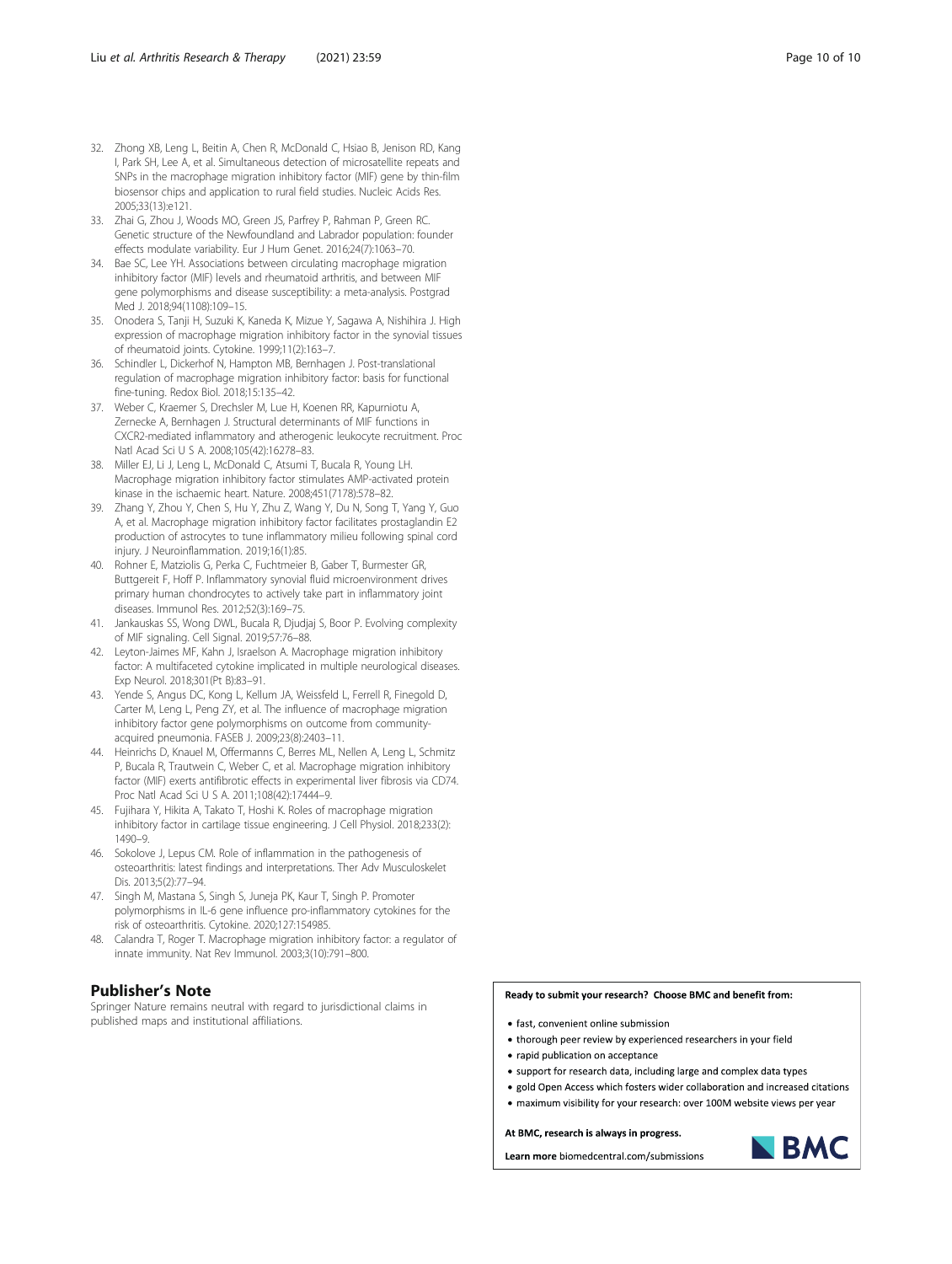32. Zhong XB, Leng L, Beitin A, Chen R, McDonald C, Hsiao B, Jenison RD, Kang I, Park SH, Lee A, et al. Simultaneous detection of microsatellite repeats and SNPs in the macrophage migration inhibitory factor (MIF) gene by thin-film biosensor chips and application to rural field studies. Nucleic Acids Res. 2005;33(13):e121.
33. Zhai G, Zhou J, Woods MO, Green JS, Parfrey P, Rahman P, Green RC. Genetic structure of the Newfoundland and Labrador population: founder effects modulate variability. Eur J Hum Genet. 2016;24(7):1063–70.
34. Bae SC, Lee YH. Associations between circulating macrophage migration inhibitory factor (MIF) levels and rheumatoid arthritis, and between MIF gene polymorphisms and disease susceptibility: a meta-analysis. Postgrad Med J. 2018;94(1108):109–15.
35. Onodera S, Tanji H, Suzuki K, Kaneda K, Mizue Y, Sagawa A, Nishihira J. High expression of macrophage migration inhibitory factor in the synovial tissues of rheumatoid joints. Cytokine. 1999;11(2):163–7.
36. Schindler L, Dickerhof N, Hampton MB, Bernhagen J. Post-translational regulation of macrophage migration inhibitory factor: basis for functional fine-tuning. Redox Biol. 2018;15:135–42.
37. Weber C, Kraemer S, Drechsler M, Lue H, Koenen RR, Kapurniotu A, Zernecke A, Bernhagen J. Structural determinants of MIF functions in CXCR2-mediated inflammatory and atherogenic leukocyte recruitment. Proc Natl Acad Sci U S A. 2008;105(42):16278–83.
38. Miller EJ, Li J, Leng L, McDonald C, Atsumi T, Bucala R, Young LH. Macrophage migration inhibitory factor stimulates AMP-activated protein kinase in the ischaemic heart. Nature. 2008;451(7178):578–82.
39. Zhang Y, Zhou Y, Chen S, Hu Y, Zhu Z, Wang Y, Du N, Song T, Yang Y, Guo A, et al. Macrophage migration inhibitory factor facilitates prostaglandin E2 production of astrocytes to tune inflammatory milieu following spinal cord injury. J Neuroinflammation. 2019;16(1):85.
40. Rohner E, Matziolis G, Perka C, Fuchtmeier B, Gaber T, Burmester GR, Buttgereit F, Hoff P. Inflammatory synovial fluid microenvironment drives primary human chondrocytes to actively take part in inflammatory joint diseases. Immunol Res. 2012;52(3):169–75.
41. Jankauskas SS, Wong DWL, Bucala R, Djudjaj S, Boor P. Evolving complexity of MIF signaling. Cell Signal. 2019;57:76–88.
42. Leyton-Jaimes MF, Kahn J, Israelson A. Macrophage migration inhibitory factor: A multifaceted cytokine implicated in multiple neurological diseases. Exp Neurol. 2018;301(Pt B):83–91.
43. Yende S, Angus DC, Kong L, Kellum JA, Weissfeld L, Ferrell R, Finegold D, Carter M, Leng L, Peng ZY, et al. The influence of macrophage migration inhibitory factor gene polymorphisms on outcome from community-acquired pneumonia. FASEB J. 2009;23(8):2403–11.
44. Heinrichs D, Knauel M, Offermanns C, Berres ML, Nellen A, Leng L, Schmitz P, Bucala R, Trautwein C, Weber C, et al. Macrophage migration inhibitory factor (MIF) exerts antifibrotic effects in experimental liver fibrosis via CD74. Proc Natl Acad Sci U S A. 2011;108(42):17444–9.
45. Fujihara Y, Hikita A, Takato T, Hoshi K. Roles of macrophage migration inhibitory factor in cartilage tissue engineering. J Cell Physiol. 2018;233(2): 1490–9.
46. Sokolove J, Lepus CM. Role of inflammation in the pathogenesis of osteoarthritis: latest findings and interpretations. Ther Adv Musculoskelet Dis. 2013;5(2):77–94.
47. Singh M, Mastana S, Singh S, Juneja PK, Kaur T, Singh P. Promoter polymorphisms in IL-6 gene influence pro-inflammatory cytokines for the risk of osteoarthritis. Cytokine. 2020;127:154985.
48. Calandra T, Roger T. Macrophage migration inhibitory factor: a regulator of innate immunity. Nat Rev Immunol. 2003;3(10):791–800.

## Publisher's Note

Springer Nature remains neutral with regard to jurisdictional claims in published maps and institutional affiliations.

**Ready to submit your research? Choose BMC and benefit from:**

- fast, convenient online submission
- thorough peer review by experienced researchers in your field
- rapid publication on acceptance
- support for research data, including large and complex data types
- gold Open Access which fosters wider collaboration and increased citations
- maximum visibility for your research: over 100M website views per year

**At BMC, research is always in progress.**

**Learn more** biomedcentral.com/submissions

BMC